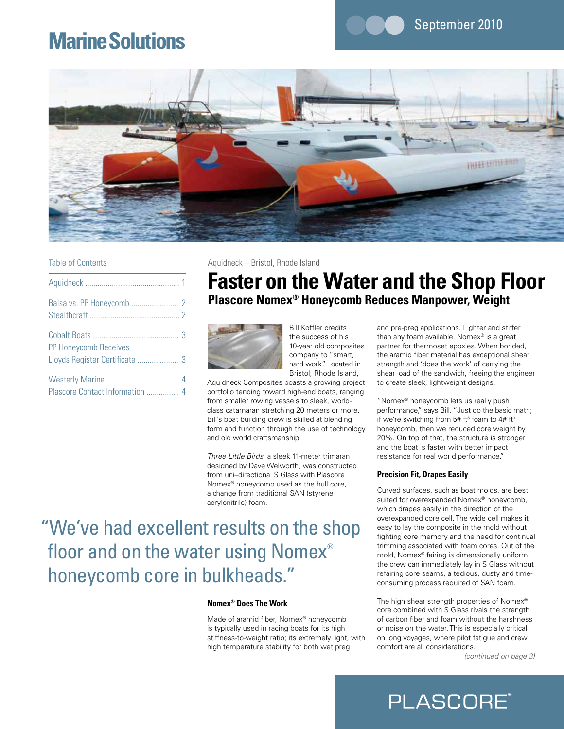# Marine Solutions

September 2010

## Table of Contents

- Aquidneck .............................................. 1
- Balsa vs. PP Honeycomb ....................... 2
- Stealthcraft ............................................ 2
- Cobalt Boats .......................................... 3
- PP Honeycomb Receives Lloyds Register Certificate .................... 3
- Westerly Marine .................................... 4
- Plascore Contact Information ................ 4

Aquidneck – Bristol, Rhode Island

# Faster on the Water and the Shop Floor

## Plascore Nomex® Honeycomb Reduces Manpower, Weight

Bill Koffler credits the success of his 10-year old composites company to "smart, hard work". Located in Bristol, Rhode Island, Aquidneck Composites boasts a growing project portfolio tending toward high-end boats, ranging from smaller rowing vessels to sleek, world-class catamaran stretching 20 meters or more. Bill's boat building crew is skilled at blending form and function through the use of technology and old world craftsmanship.

*Three Little Birds*, a sleek 11-meter trimaran designed by Dave Welworth, was constructed from uni–directional S Glass with Plascore Nomex® honeycomb used as the hull core, a change from traditional SAN (styrene acrylonitrile) foam.

> "We've had excellent results on the shop floor and on the water using Nomex® honeycomb core in bulkheads."

#### Nomex® Does The Work

Made of aramid fiber, Nomex® honeycomb is typically used in racing boats for its high stiffness-to-weight ratio; its extremely light, with high temperature stability for both wet preg and pre-preg applications. Lighter and stiffer than any foam available, Nomex® is a great partner for thermoset epoxies. When bonded, the aramid fiber material has exceptional shear strength and 'does the work' of carrying the shear load of the sandwich, freeing the engineer to create sleek, lightweight designs.

"Nomex® honeycomb lets us really push performance," says Bill. "Just do the basic math; if we're switching from 5# ft³ foam to 4# ft³ honeycomb, then we reduced core weight by 20%. On top of that, the structure is stronger and the boat is faster with better impact resistance for real world performance."

#### Precision Fit, Drapes Easily

Curved surfaces, such as boat molds, are best suited for overexpanded Nomex® honeycomb, which drapes easily in the direction of the overexpanded core cell. The wide cell makes it easy to lay the composite in the mold without fighting core memory and the need for continual trimming associated with foam cores. Out of the mold, Nomex® fairing is dimensionally uniform; the crew can immediately lay in S Glass without refairing core seams, a tedious, dusty and time-consuming process required of SAN foam.

The high shear strength properties of Nomex® core combined with S Glass rivals the strength of carbon fiber and foam without the harshness or noise on the water. This is especially critical on long voyages, where pilot fatigue and crew comfort are all considerations.

*(continued on page 3)*

PLASCORE®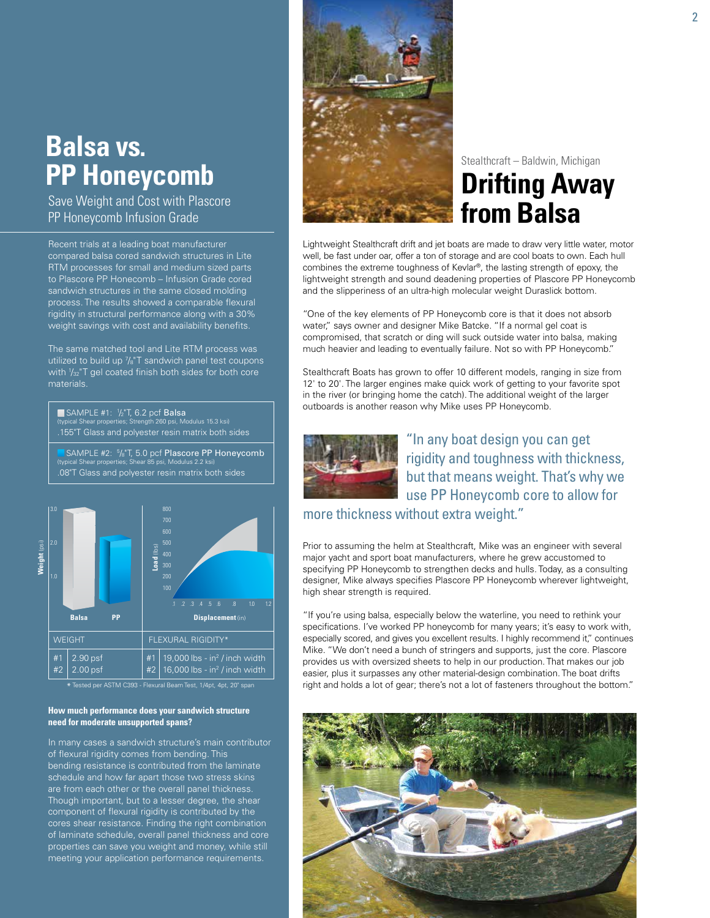# Balsa vs. PP Honeycomb

Save Weight and Cost with Plascore PP Honeycomb Infusion Grade

Recent trials at a leading boat manufacturer compared balsa cored sandwich structures in Lite RTM processes for small and medium sized parts to Plascore PP Honecomb – Infusion Grade cored sandwich structures in the same closed molding process. The results showed a comparable flexural rigidity in structural performance along with a 30% weight savings with cost and availability benefits.

The same matched tool and Lite RTM process was utilized to build up 7/8"T sandwich panel test coupons with 1/32"T gel coated finish both sides for both core materials.

SAMPLE #1: 1/2"T, 6.2 pcf **Balsa**
(typical Shear properties; Strength 260 psi, Modulus 15.3 ksi)
.155"T Glass and polyester resin matrix both sides

SAMPLE #2: 5/8"T, 5.0 pcf **Plascore PP Honeycomb**
(typical Shear properties; Shear 85 psi, Modulus 2.2 ksi)
.08"T Glass and polyester resin matrix both sides

| WEIGHT | | FLEXURAL RIGIDITY* | |
|---|---|---|---|
| #1 | 2.90 psf | #1 | 19,000 lbs - in² / inch width |
| #2 | 2.00 psf | #2 | 16,000 lbs - in² / inch width |

\* Tested per ASTM C393 - Flexural Beam Test, 1/4pt, 4pt, 20" span

**How much performance does your sandwich structure need for moderate unsupported spans?**

In many cases a sandwich structure's main contributor of flexural rigidity comes from bending. This bending resistance is contributed from the laminate schedule and how far apart those two stress skins are from each other or the overall panel thickness. Though important, but to a lesser degree, the shear component of flexural rigidity is contributed by the cores shear resistance. Finding the right combination of laminate schedule, overall panel thickness and core properties can save you weight and money, while still meeting your application performance requirements.

Stealthcraft – Baldwin, Michigan

# Drifting Away from Balsa

Lightweight Stealthcraft drift and jet boats are made to draw very little water, motor well, be fast under oar, offer a ton of storage and are cool boats to own. Each hull combines the extreme toughness of Kevlar®, the lasting strength of epoxy, the lightweight strength and sound deadening properties of Plascore PP Honeycomb and the slipperiness of an ultra-high molecular weight Duraslick bottom.

"One of the key elements of PP Honeycomb core is that it does not absorb water," says owner and designer Mike Batcke. "If a normal gel coat is compromised, that scratch or ding will suck outside water into balsa, making much heavier and leading to eventually failure. Not so with PP Honeycomb."

Stealthcraft Boats has grown to offer 10 different models, ranging in size from 12' to 20'. The larger engines make quick work of getting to your favorite spot in the river (or bringing home the catch). The additional weight of the larger outboards is another reason why Mike uses PP Honeycomb.

"In any boat design you can get rigidity and toughness with thickness, but that means weight. That's why we use PP Honeycomb core to allow for more thickness without extra weight."

Prior to assuming the helm at Stealthcraft, Mike was an engineer with several major yacht and sport boat manufacturers, where he grew accustomed to specifying PP Honeycomb to strengthen decks and hulls. Today, as a consulting designer, Mike always specifies Plascore PP Honeycomb wherever lightweight, high shear strength is required.

"If you're using balsa, especially below the waterline, you need to rethink your specifications. I've worked PP honeycomb for many years; it's easy to work with, especially scored, and gives you excellent results. I highly recommend it," continues Mike. "We don't need a bunch of stringers and supports, just the core. Plascore provides us with oversized sheets to help in our production. That makes our job easier, plus it surpasses any other material-design combination. The boat drifts right and holds a lot of gear; there's not a lot of fasteners throughout the bottom."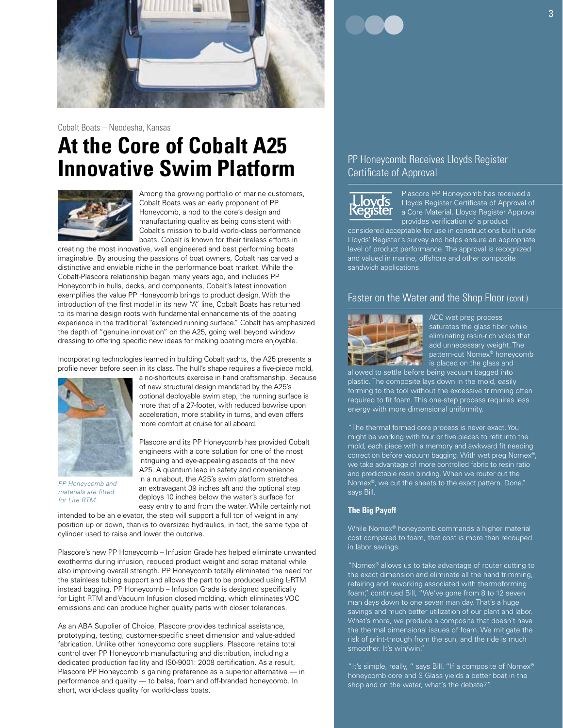Cobalt Boats – Neodesha, Kansas

# At the Core of Cobalt A25 Innovative Swim Platform

Among the growing portfolio of marine customers, Cobalt Boats was an early proponent of PP Honeycomb, a nod to the core's design and manufacturing quality as being consistent with Cobalt's mission to build world-class performance boats. Cobalt is known for their tireless efforts in creating the most innovative, well engineered and best performing boats imaginable. By arousing the passions of boat owners, Cobalt has carved a distinctive and enviable niche in the performance boat market. While the Cobalt-Plascore relationship began many years ago, and includes PP Honeycomb in hulls, decks, and components, Cobalt's latest innovation exemplifies the value PP Honeycomb brings to product design. With the introduction of the first model in its new "A" line, Cobalt Boats has returned to its marine design roots with fundamental enhancements of the boating experience in the traditional "extended running surface." Cobalt has emphasized the depth of "genuine innovation" on the A25, going well beyond window dressing to offering specific new ideas for making boating more enjoyable.

Incorporating technologies learned in building Cobalt yachts, the A25 presents a profile never before seen in its class. The hull's shape requires a five-piece mold, a no-shortcuts exercise in hand craftsmanship. Because of new structural design mandated by the A25's optional deployable swim step, the running surface is more that of a 27-footer, with reduced bowrise upon acceleration, more stability in turns, and even offers more comfort at cruise for all aboard.

*PP Honeycomb and materials are fitted for Lite RTM.*

Plascore and its PP Honeycomb has provided Cobalt engineers with a core solution for one of the most intriguing and eye-appealing aspects of the new A25. A quantum leap in safety and convenience in a runabout, the A25's swim platform stretches an extravagant 39 inches aft and the optional step deploys 10 inches below the water's surface for easy entry to and from the water. While certainly not intended to be an elevator, the step will support a full ton of weight in any position up or down, thanks to oversized hydraulics, in fact, the same type of cylinder used to raise and lower the outdrive.

Plascore's new PP Honeycomb – Infusion Grade has helped eliminate unwanted exotherms during infusion, reduced product weight and scrap material while also improving overall strength. PP Honeycomb totally eliminated the need for the stainless tubing support and allows the part to be produced using L-RTM instead bagging. PP Honeycomb – Infusion Grade is designed specifically for Light RTM and Vacuum Infusion closed molding, which eliminates VOC emissions and can produce higher quality parts with closer tolerances.

As an ABA Supplier of Choice, Plascore provides technical assistance, prototyping, testing, customer-specific sheet dimension and value-added fabrication. Unlike other honeycomb core suppliers, Plascore retains total control over PP Honeycomb manufacturing and distribution, including a dedicated production facility and ISO-9001: 2008 certification. As a result, Plascore PP Honeycomb is gaining preference as a superior alternative — in performance and quality — to balsa, foam and off-branded honeycomb. In short, world-class quality for world-class boats.

## PP Honeycomb Receives Lloyds Register Certificate of Approval

Plascore PP Honeycomb has received a Lloyds Register Certificate of Approval of a Core Material. Lloyds Register Approval provides verification of a product considered acceptable for use in constructions built under Lloyds' Register's survey and helps ensure an appropriate level of product performance. The approval is recognized and valued in marine, offshore and other composite sandwich applications.

## Faster on the Water and the Shop Floor (cont.)

ACC wet preg process saturates the glass fiber while eliminating resin-rich voids that add unnecessary weight. The pattern-cut Nomex® honeycomb is placed on the glass and allowed to settle before being vacuum bagged into plastic. The composite lays down in the mold, easily forming to the tool without the excessive trimming often required to fit foam. This one-step process requires less energy with more dimensional uniformity.

"The thermal formed core process is never exact. You might be working with four or five pieces to refit into the mold, each piece with a memory and awkward fit needing correction before vacuum bagging. With wet preg Nomex®, we take advantage of more controlled fabric to resin ratio and predictable resin binding. When we router cut the Nomex®, we cut the sheets to the exact pattern. Done." says Bill.

### The Big Payoff

While Nomex® honeycomb commands a higher material cost compared to foam, that cost is more than recouped in labor savings.

"Nomex® allows us to take advantage of router cutting to the exact dimension and eliminate all the hand trimming, refairing and reworking associated with thermoforming foam," continued Bill, "We've gone from 8 to 12 seven man days down to one seven man day. That's a huge savings and much better utilization of our plant and labor. What's more, we produce a composite that doesn't have the thermal dimensional issues of foam. We mitigate the risk of print-through from the sun, and the ride is much smoother. It's win/win."

"It's simple, really, " says Bill. "If a composite of Nomex® honeycomb core and S Glass yields a better boat in the shop and on the water, what's the debate?"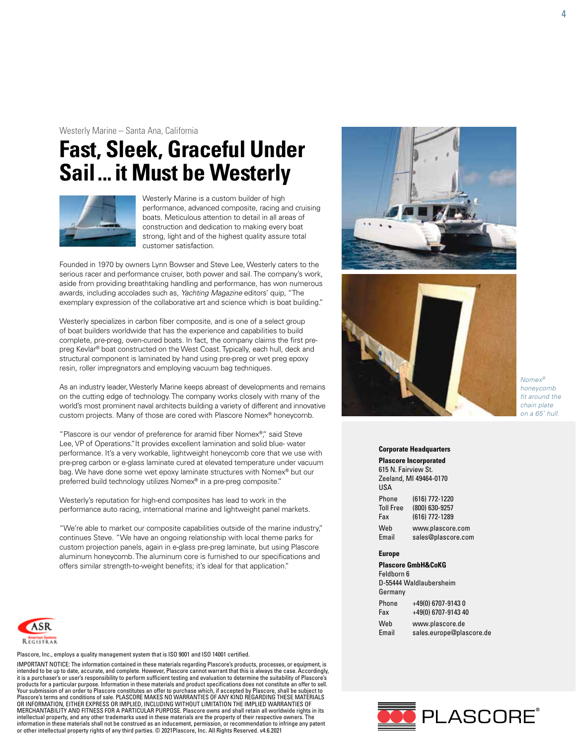Westerly Marine – Santa Ana, California

# Fast, Sleek, Graceful Under Sail ... it Must be Westerly

Westerly Marine is a custom builder of high performance, advanced composite, racing and cruising boats. Meticulous attention to detail in all areas of construction and dedication to making every boat strong, light and of the highest quality assure total customer satisfaction.

Founded in 1970 by owners Lynn Bowser and Steve Lee, Westerly caters to the serious racer and performance cruiser, both power and sail. The company's work, aside from providing breathtaking handling and performance, has won numerous awards, including accolades such as, *Yachting Magazine* editors' quip, "The exemplary expression of the collaborative art and science which is boat building."

Westerly specializes in carbon fiber composite, and is one of a select group of boat builders worldwide that has the experience and capabilities to build complete, pre-preg, oven-cured boats. In fact, the company claims the first pre-preg Kevlar® boat constructed on the West Coast. Typically, each hull, deck and structural component is laminated by hand using pre-preg or wet preg epoxy resin, roller impregnators and employing vacuum bag techniques.

As an industry leader, Westerly Marine keeps abreast of developments and remains on the cutting edge of technology. The company works closely with many of the world's most prominent naval architects building a variety of different and innovative custom projects. Many of those are cored with Plascore Nomex® honeycomb.

"Plascore is our vendor of preference for aramid fiber Nomex®," said Steve Lee, VP of Operations."It provides excellent lamination and solid blue- water performance. It's a very workable, lightweight honeycomb core that we use with pre-preg carbon or e-glass laminate cured at elevated temperature under vacuum bag. We have done some wet epoxy laminate structures with Nomex® but our preferred build technology utilizes Nomex® in a pre-preg composite."

Westerly's reputation for high-end composites has lead to work in the performance auto racing, international marine and lightweight panel markets.

"We're able to market our composite capabilities outside of the marine industry," continues Steve. "We have an ongoing relationship with local theme parks for custom projection panels, again in e-glass pre-preg laminate, but using Plascore aluminum honeycomb. The aluminum core is furnished to our specifications and offers similar strength-to-weight benefits; it's ideal for that application."

*Nomex® honeycomb fit around the chain plate on a 65' hull.*

**Corporate Headquarters**

**Plascore Incorporated**
615 N. Fairview St.
Zeeland, MI 49464-0170
USA

| | |
|---|---|
| Phone | (616) 772-1220 |
| Toll Free | (800) 630-9257 |
| Fax | (616) 772-1289 |
| Web | www.plascore.com |
| Email | sales@plascore.com |

**Europe**

**Plascore GmbH&CoKG**
Feldborn 6
D-55444 Waldlaubersheim
Germany

| | |
|---|---|
| Phone | +49(0) 6707-9143 0 |
| Fax | +49(0) 6707-9143 40 |
| Web | www.plascore.de |
| Email | sales.europe@plascore.de |

Plascore, Inc., employs a quality management system that is ISO 9001 and ISO 14001 certified.

IMPORTANT NOTICE: The information contained in these materials regarding Plascore's products, processes, or equipment, is intended to be up to date, accurate, and complete. However, Plascore cannot warrant that this is always the case. Accordingly, it is a purchaser's or user's responsibility to perform sufficient testing and evaluation to determine the suitability of Plascore's products for a particular purpose. Information in these materials and product specifications does not constitute an offer to sell. Your submission of an order to Plascore constitutes an offer to purchase which, if accepted by Plascore, shall be subject to Plascore's terms and conditions of sale. PLASCORE MAKES NO WARRANTIES OF ANY KIND REGARDING THESE MATERIALS OR INFORMATION, EITHER EXPRESS OR IMPLIED, INCLUDING WITHOUT LIMITATION THE IMPLIED WARRANTIES OF MERCHANTABILITY AND FITNESS FOR A PARTICULAR PURPOSE. Plascore owns and shall retain all worldwide rights in its intellectual property, and any other trademarks used in these materials are the property of their respective owners. The information in these materials shall not be construed as an inducement, permission, or recommendation to infringe any patent or other intellectual property rights of any third parties. © 2021Plascore, Inc. All Rights Reserved. v4.6.2021